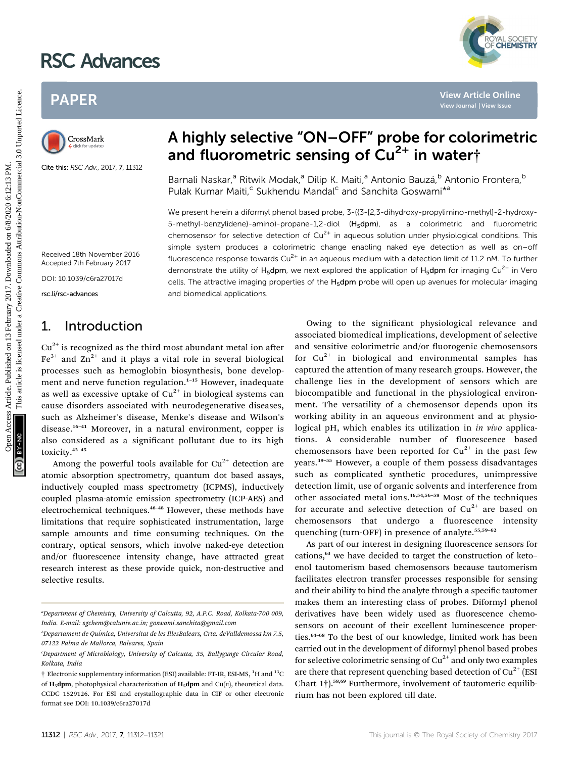# A highly selective "ON–OFF" probe for colorimetric and fluorometric sensing of $Cu^{2+}$ in water†

Cite this: *RSC Adv.*, 2017, **7**, 11312

Barnali Naskar,[a] Ritwik Modak,[a] Dilip K. Maiti,[a] Antonio Bauzá,[b] Antonio Frontera,[b] Pulak Kumar Maiti,[c] Sukhendu Mandal[c] and Sanchita Goswami*[a]

Received 18th November 2016
Accepted 7th February 2017

DOI: 10.1039/c6ra27017d

rsc.li/rsc-advances

We present herein a diformyl phenol based probe, 3-((3-[2,3-dihydroxy-propylimino-methyl]-2-hydroxy-5-methyl-benzylidene)-amino)-propane-1,2-diol (**$H_5$dpm**), as a colorimetric and fluorometric chemosensor for selective detection of $Cu^{2+}$ in aqueous solution under physiological conditions. This simple system produces a colorimetric change enabling naked eye detection as well as on–off fluorescence response towards $Cu^{2+}$ in an aqueous medium with a detection limit of 11.2 nM. To further demonstrate the utility of **$H_5$dpm**, we next explored the application of **$H_5$dpm** for imaging $Cu^{2+}$ in Vero cells. The attractive imaging properties of the **$H_5$dpm** probe will open up avenues for molecular imaging and biomedical applications.

## 1. Introduction

$Cu^{2+}$ is recognized as the third most abundant metal ion after $Fe^{3+}$ and $Zn^{2+}$ and it plays a vital role in several biological processes such as hemoglobin biosynthesis, bone development and nerve function regulation.[1–15] However, inadequate as well as excessive uptake of $Cu^{2+}$ in biological systems can cause disorders associated with neurodegenerative diseases, such as Alzheimer's disease, Menke's disease and Wilson's disease.[16–41] Moreover, in a natural environment, copper is also considered as a significant pollutant due to its high toxicity.[42–45]

Among the powerful tools available for $Cu^{2+}$ detection are atomic absorption spectrometry, quantum dot based assays, inductively coupled mass spectrometry (ICPMS), inductively coupled plasma-atomic emission spectrometry (ICP-AES) and electrochemical techniques.[46–48] However, these methods have limitations that require sophisticated instrumentation, large sample amounts and time consuming techniques. On the contrary, optical sensors, which involve naked-eye detection and/or fluorescence intensity change, have attracted great research interest as these provide quick, non-destructive and selective results.

Owing to the significant physiological relevance and associated biomedical implications, development of selective and sensitive colorimetric and/or fluorogenic chemosensors for $Cu^{2+}$ in biological and environmental samples has captured the attention of many research groups. However, the challenge lies in the development of sensors which are biocompatible and functional in the physiological environment. The versatility of a chemosensor depends upon its working ability in an aqueous environment and at physiological pH, which enables its utilization in *in vivo* applications. A considerable number of fluorescence based chemosensors have been reported for $Cu^{2+}$ in the past few years.[49–55] However, a couple of them possess disadvantages such as complicated synthetic procedures, unimpressive detection limit, use of organic solvents and interference from other associated metal ions.[46,54,56–58] Most of the techniques for accurate and selective detection of $Cu^{2+}$ are based on chemosensors that undergo a fluorescence intensity quenching (turn-OFF) in presence of analyte.[55,59–62]

As part of our interest in designing fluorescence sensors for cations,[63] we have decided to target the construction of keto–enol tautomerism based chemosensors because tautomerism facilitates electron transfer processes responsible for sensing and their ability to bind the analyte through a specific tautomer makes them an interesting class of probes. Diformyl phenol derivatives have been widely used as fluorescence chemosensors on account of their excellent luminescence properties.[64–68] To the best of our knowledge, limited work has been carried out in the development of diformyl phenol based probes for selective colorimetric sensing of $Cu^{2+}$ and only two examples are there that represent quenching based detection of $Cu^{2+}$ (ESI Chart 1†).[58,69] Furthermore, involvement of tautomeric equilibrium has not been explored till date.

---

[a] Department of Chemistry, University of Calcutta, 92, A.P.C. Road, Kolkata-700 009, India. E-mail: sgchem@caluniv.ac.in; goswami.sanchita@gmail.com

[b] Departament de Química, Universitat de les IllesBalears, Crta. deValldemossa km 7.5, 07122 Palma de Mallorca, Baleares, Spain

[c] Department of Microbiology, University of Calcutta, 35, Ballygunge Circular Road, Kolkata, India

† Electronic supplementary information (ESI) available: FT-IR, ESI-MS, $^1$H and $^{13}$C of **$H_5$dpm**, photophysical characterization of **$H_5$dpm** and Cu(II), theoretical data. CCDC 1529126. For ESI and crystallographic data in CIF or other electronic format see DOI: 10.1039/c6ra27017d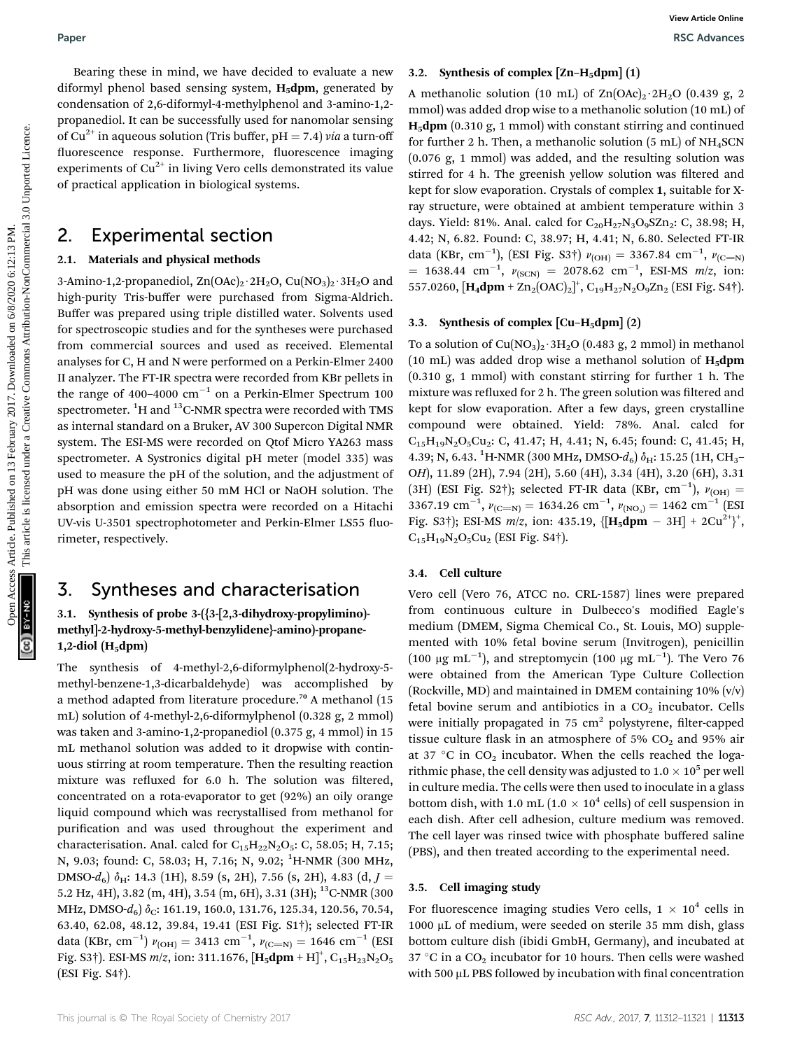Bearing these in mind, we have decided to evaluate a new diformyl phenol based sensing system, **H$_5$dpm**, generated by condensation of 2,6-diformyl-4-methylphenol and 3-amino-1,2-propanediol. It can be successfully used for nanomolar sensing of $Cu^{2+}$ in aqueous solution (Tris buffer, pH = 7.4) *via* a turn-off fluorescence response. Furthermore, fluorescence imaging experiments of $Cu^{2+}$ in living Vero cells demonstrated its value of practical application in biological systems.

## 2. Experimental section

### 2.1. Materials and physical methods

3-Amino-1,2-propanediol, $Zn(OAc)_2 \cdot 2H_2O$, $Cu(NO_3)_2 \cdot 3H_2O$ and high-purity Tris-buffer were purchased from Sigma-Aldrich. Buffer was prepared using triple distilled water. Solvents used for spectroscopic studies and for the syntheses were purchased from commercial sources and used as received. Elemental analyses for C, H and N were performed on a Perkin-Elmer 2400 II analyzer. The FT-IR spectra were recorded from KBr pellets in the range of 400–4000 $cm^{-1}$ on a Perkin-Elmer Spectrum 100 spectrometer. $^1H$ and $^{13}C$-NMR spectra were recorded with TMS as internal standard on a Bruker, AV 300 Supercon Digital NMR system. The ESI-MS were recorded on Qtof Micro YA263 mass spectrometer. A Systronics digital pH meter (model 335) was used to measure the pH of the solution, and the adjustment of pH was done using either 50 mM HCl or NaOH solution. The absorption and emission spectra were recorded on a Hitachi UV-vis U-3501 spectrophotometer and Perkin-Elmer LS55 fluorimeter, respectively.

## 3. Syntheses and characterisation

### 3.1. Synthesis of probe 3-({3-[2,3-dihydroxy-propylimino)-methyl]-2-hydroxy-5-methyl-benzylidene}-amino)-propane-1,2-diol (H$_5$dpm)

The synthesis of 4-methyl-2,6-diformylphenol(2-hydroxy-5-methyl-benzene-1,3-dicarbaldehyde) was accomplished by a method adapted from literature procedure.[70] A methanol (15 mL) solution of 4-methyl-2,6-diformylphenol (0.328 g, 2 mmol) was taken and 3-amino-1,2-propanediol (0.375 g, 4 mmol) in 15 mL methanol solution was added to it dropwise with continuous stirring at room temperature. Then the resulting reaction mixture was refluxed for 6.0 h. The solution was filtered, concentrated on a rota-evaporator to get (92%) an oily orange liquid compound which was recrystallised from methanol for purification and was used throughout the experiment and characterisation. Anal. calcd for $C_{15}H_{22}N_2O_5$: C, 58.05; H, 7.15; N, 9.03; found: C, 58.03; H, 7.16; N, 9.02; $^1H$-NMR (300 MHz, DMSO-$d_6$) $\delta_H$: 14.3 (1H), 8.59 (s, 2H), 7.56 (s, 2H), 4.83 (d, $J$ = 5.2 Hz, 4H), 3.82 (m, 4H), 3.54 (m, 6H), 3.31 (3H); $^{13}C$-NMR (300 MHz, DMSO-$d_6$) $\delta_C$: 161.19, 160.0, 131.76, 125.34, 120.56, 70.54, 63.40, 62.08, 48.12, 39.84, 19.41 (ESI Fig. S1†); selected FT-IR data (KBr, $cm^{-1}$) $\nu_{(OH)}$ = 3413 $cm^{-1}$, $\nu_{(C=N)}$ = 1646 $cm^{-1}$ (ESI Fig. S3†). ESI-MS $m/z$, ion: 311.1676, $[\mathbf{H_5dpm} + H]^+$, $C_{15}H_{23}N_2O_5$ (ESI Fig. S4†).

### 3.2. Synthesis of complex [Zn–H$_5$dpm] (1)

A methanolic solution (10 mL) of $Zn(OAc)_2 \cdot 2H_2O$ (0.439 g, 2 mmol) was added drop wise to a methanolic solution (10 mL) of **H$_5$dpm** (0.310 g, 1 mmol) with constant stirring and continued for further 2 h. Then, a methanolic solution (5 mL) of $NH_4SCN$ (0.076 g, 1 mmol) was added, and the resulting solution was stirred for 4 h. The greenish yellow solution was filtered and kept for slow evaporation. Crystals of complex **1**, suitable for X-ray structure, were obtained at ambient temperature within 3 days. Yield: 81%. Anal. calcd for $C_{20}H_{27}N_3O_9SZn_2$: C, 38.98; H, 4.42; N, 6.82. Found: C, 38.97; H, 4.41; N, 6.80. Selected FT-IR data (KBr, $cm^{-1}$), (ESI Fig. S3†) $\nu_{(OH)}$ = 3367.84 $cm^{-1}$, $\nu_{(C=N)}$ = 1638.44 $cm^{-1}$, $\nu_{(SCN)}$ = 2078.62 $cm^{-1}$, ESI-MS $m/z$, ion: 557.0260, $[\mathbf{H_4dpm} + Zn_2(OAC)_2]^+$, $C_{19}H_{27}N_2O_9Zn_2$ (ESI Fig. S4†).

### 3.3. Synthesis of complex [Cu–H$_5$dpm] (2)

To a solution of $Cu(NO_3)_2 \cdot 3H_2O$ (0.483 g, 2 mmol) in methanol (10 mL) was added drop wise a methanol solution of **H$_5$dpm** (0.310 g, 1 mmol) with constant stirring for further 1 h. The mixture was refluxed for 2 h. The green solution was filtered and kept for slow evaporation. After a few days, green crystalline compound were obtained. Yield: 78%. Anal. calcd for $C_{15}H_{19}N_2O_5Cu_2$: C, 41.47; H, 4.41; N, 6.45; found: C, 41.45; H, 4.39; N, 6.43. $^1H$-NMR (300 MHz, DMSO-$d_6$) $\delta_H$: 15.25 (1H, $CH_3$–*OH*), 11.89 (2H), 7.94 (2H), 5.60 (4H), 3.34 (4H), 3.20 (6H), 3.31 (3H) (ESI Fig. S2†); selected FT-IR data (KBr, $cm^{-1}$), $\nu_{(OH)}$ = 3367.19 $cm^{-1}$, $\nu_{(C=N)}$ = 1634.26 $cm^{-1}$, $\nu_{(NO_3)}$ = 1462 $cm^{-1}$ (ESI Fig. S3†); ESI-MS $m/z$, ion: 435.19, $\{[\mathbf{H_5dpm} - 3H] + 2Cu^{2+}\}^+$, $C_{15}H_{19}N_2O_5Cu_2$ (ESI Fig. S4†).

### 3.4. Cell culture

Vero cell (Vero 76, ATCC no. CRL-1587) lines were prepared from continuous culture in Dulbecco's modified Eagle's medium (DMEM, Sigma Chemical Co., St. Louis, MO) supplemented with 10% fetal bovine serum (Invitrogen), penicillin (100 μg $mL^{-1}$), and streptomycin (100 μg $mL^{-1}$). The Vero 76 were obtained from the American Type Culture Collection (Rockville, MD) and maintained in DMEM containing 10% (v/v) fetal bovine serum and antibiotics in a $CO_2$ incubator. Cells were initially propagated in 75 $cm^2$ polystyrene, filter-capped tissue culture flask in an atmosphere of 5% $CO_2$ and 95% air at 37 °C in $CO_2$ incubator. When the cells reached the logarithmic phase, the cell density was adjusted to $1.0 \times 10^5$ per well in culture media. The cells were then used to inoculate in a glass bottom dish, with 1.0 mL ($1.0 \times 10^4$ cells) of cell suspension in each dish. After cell adhesion, culture medium was removed. The cell layer was rinsed twice with phosphate buffered saline (PBS), and then treated according to the experimental need.

### 3.5. Cell imaging study

For fluorescence imaging studies Vero cells, $1 \times 10^4$ cells in 1000 μL of medium, were seeded on sterile 35 mm dish, glass bottom culture dish (ibidi GmbH, Germany), and incubated at 37 °C in a $CO_2$ incubator for 10 hours. Then cells were washed with 500 μL PBS followed by incubation with final concentration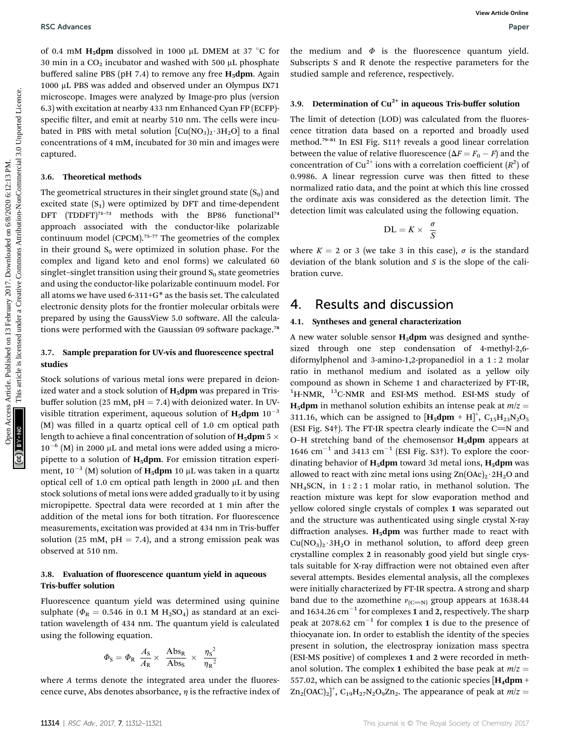of 0.4 mM **H$_5$dpm** dissolved in 1000 μL DMEM at 37 °C for 30 min in a $CO_2$ incubator and washed with 500 μL phosphate buffered saline PBS (pH 7.4) to remove any free **H$_5$dpm**. Again 1000 μL PBS was added and observed under an Olympus IX71 microscope. Images were analyzed by Image-pro plus (version 6.3) with excitation at nearby 433 nm Enhanced Cyan FP (ECFP)-specific filter, and emit at nearby 510 nm. The cells were incubated in PBS with metal solution [$Cu(NO_3)_2 \cdot 3H_2O$] to a final concentrations of 4 mM, incubated for 30 min and images were captured.

### 3.6. Theoretical methods

The geometrical structures in their singlet ground state ($S_0$) and excited state ($S_1$) were optimized by DFT and time-dependent DFT (TDDFT)[71–73] methods with the BP86 functional[74] approach associated with the conductor-like polarizable continuum model (CPCM).[75–77] The geometries of the complex in their ground $S_0$ were optimized in solution phase. For the complex and ligand keto and enol forms) we calculated 60 singlet–singlet transition using their ground $S_0$ state geometries and using the conductor-like polarizable continuum model. For all atoms we have used 6-311+G* as the basis set. The calculated electronic density plots for the frontier molecular orbitals were prepared by using the GaussView 5.0 software. All the calculations were performed with the Gaussian 09 software package.[78]

### 3.7. Sample preparation for UV-vis and fluorescence spectral studies

Stock solutions of various metal ions were prepared in deionized water and a stock solution of **H$_5$dpm** was prepared in Tris-buffer solution (25 mM, pH = 7.4) with deionized water. In UV-visible titration experiment, aqueous solution of **H$_5$dpm** $10^{-3}$ (M) was filled in a quartz optical cell of 1.0 cm optical path length to achieve a final concentration of solution of **H$_5$dpm** $5 \times 10^{-6}$ (M) in 2000 μL and metal ions were added using a micropipette to a solution of **H$_5$dpm**. For emission titration experiment, $10^{-3}$ (M) solution of **H$_5$dpm** 10 μL was taken in a quartz optical cell of 1.0 cm optical path length in 2000 μL and then stock solutions of metal ions were added gradually to it by using micropipette. Spectral data were recorded at 1 min after the addition of the metal ions for both titration. For fluorescence measurements, excitation was provided at 434 nm in Tris-buffer solution (25 mM, pH = 7.4), and a strong emission peak was observed at 510 nm.

### 3.8. Evaluation of fluorescence quantum yield in aqueous Tris-buffer solution

Fluorescence quantum yield was determined using quinine sulphate ($\Phi_R = 0.546$ in 0.1 M $H_2SO_4$) as standard at an excitation wavelength of 434 nm. The quantum yield is calculated using the following equation.

$$\Phi_S = \Phi_R \frac{A_S}{A_R} \times \frac{\mathrm{Abs}_R}{\mathrm{Abs}_S} \times \frac{{\eta_S}^2}{{\eta_R}^2}$$

where $A$ terms denote the integrated area under the fluorescence curve, Abs denotes absorbance, $\eta$ is the refractive index of the medium and $\Phi$ is the fluorescence quantum yield. Subscripts S and R denote the respective parameters for the studied sample and reference, respectively.

### 3.9. Determination of $Cu^{2+}$ in aqueous Tris-buffer solution

The limit of detection (LOD) was calculated from the fluorescence titration data based on a reported and broadly used method.[79–81] In ESI Fig. S11† reveals a good linear correlation between the value of relative fluorescence ($\Delta F = F_0 - F$) and the concentration of $Cu^{2+}$ ions with a correlation coefficient ($R^2$) of 0.9986. A linear regression curve was then fitted to these normalized ratio data, and the point at which this line crossed the ordinate axis was considered as the detection limit. The detection limit was calculated using the following equation.

$$\mathrm{DL} = K \times \frac{\sigma}{S}$$

where $K = 2$ or 3 (we take 3 in this case), $\sigma$ is the standard deviation of the blank solution and $S$ is the slope of the calibration curve.

## 4. Results and discussion

### 4.1. Syntheses and general characterization

A new water soluble sensor **H$_5$dpm** was designed and synthesized through one step condensation of 4-methyl-2,6-diformylphenol and 3-amino-1,2-propanediol in a 1 : 2 molar ratio in methanol medium and isolated as a yellow oily compound as shown in Scheme 1 and characterized by FT-IR, $^1$H-NMR, $^{13}$C-NMR and ESI-MS method. ESI-MS study of **H$_5$dpm** in methanol solution exhibits an intense peak at $m/z$ = 311.16, which can be assigned to [**H$_5$dpm** + H]$^+$, $C_{15}H_{23}N_2O_5$ (ESI Fig. S4†). The FT-IR spectra clearly indicate the C=N and O–H stretching band of the chemosensor **H$_5$dpm** appears at 1646 cm$^{-1}$ and 3413 cm$^{-1}$ (ESI Fig. S3†). To explore the coordinating behavior of **H$_5$dpm** toward 3d metal ions, **H$_5$dpm** was allowed to react with zinc metal ions using $Zn(OAc)_2 \cdot 2H_2O$ and $NH_4SCN$, in 1 : 2 : 1 molar ratio, in methanol solution. The reaction mixture was kept for slow evaporation method and yellow colored single crystals of complex **1** was separated out and the structure was authenticated using single crystal X-ray diffraction analyses. **H$_5$dpm** was further made to react with $Cu(NO_3)_2 \cdot 3H_2O$ in methanol solution, to afford deep green crystalline complex **2** in reasonably good yield but single crystals suitable for X-ray diffraction were not obtained even after several attempts. Besides elemental analysis, all the complexes were initially characterized by FT-IR spectra. A strong and sharp band due to the azomethine $\nu_{(C=N)}$ group appears at 1638.44 and 1634.26 cm$^{-1}$ for complexes **1** and **2**, respectively. The sharp peak at 2078.62 cm$^{-1}$ for complex **1** is due to the presence of thiocyanate ion. In order to establish the identity of the species present in solution, the electrospray ionization mass spectra (ESI-MS positive) of complexes **1** and **2** were recorded in methanol solution. The complex **1** exhibited the base peak at $m/z$ = 557.02, which can be assigned to the cationic species [**H$_4$dpm** + $Zn_2(OAC)_2$]$^+$, $C_{19}H_{27}N_2O_9Zn_2$. The appearance of peak at $m/z$ =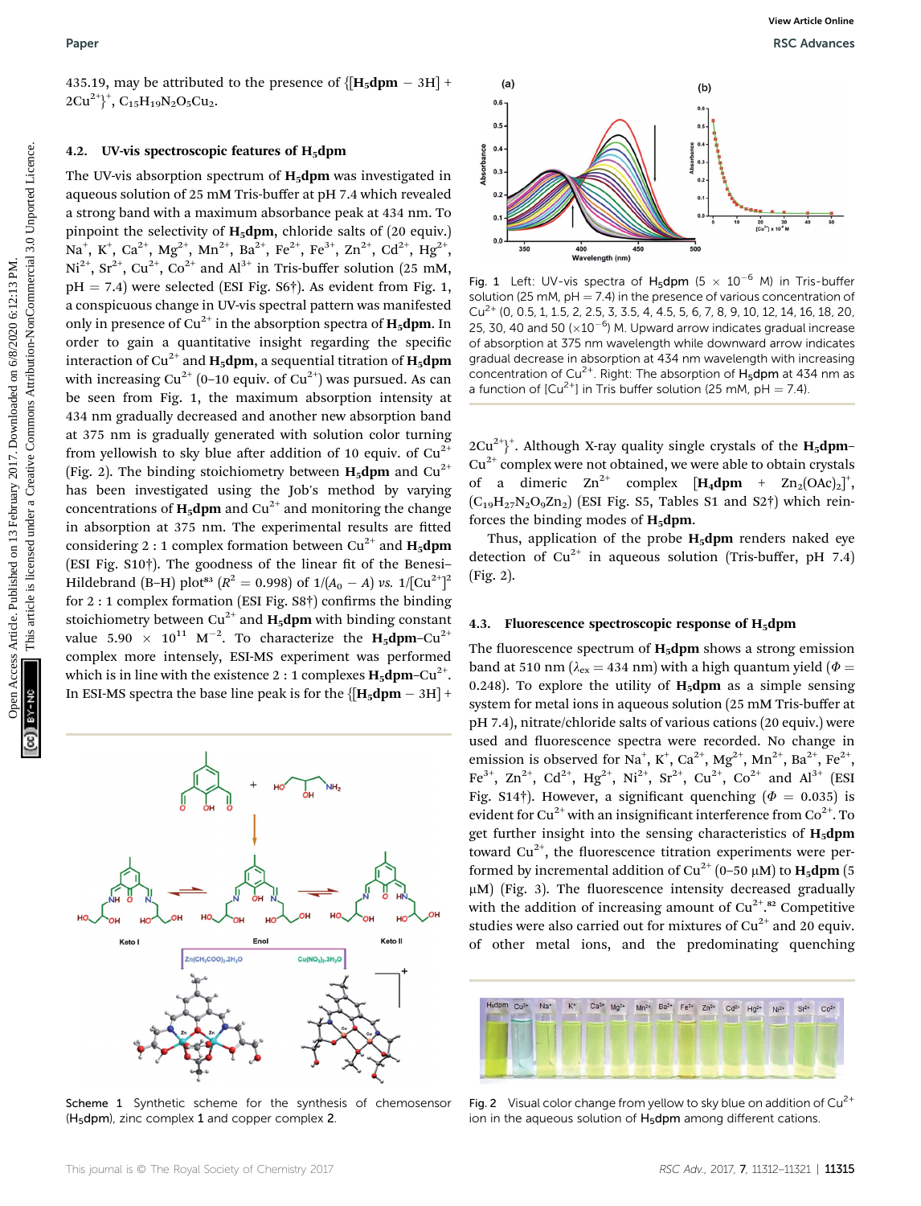435.19, may be attributed to the presence of {[**H$_5$dpm** − 3H] + 2Cu$^{2+}$}$^+$, $C_{15}H_{19}N_2O_5Cu_2$.

### 4.2. UV-vis spectroscopic features of H$_5$dpm

The UV-vis absorption spectrum of **H$_5$dpm** was investigated in aqueous solution of 25 mM Tris-buffer at pH 7.4 which revealed a strong band with a maximum absorbance peak at 434 nm. To pinpoint the selectivity of **H$_5$dpm**, chloride salts of (20 equiv.) $Na^+$, $K^+$, $Ca^{2+}$, $Mg^{2+}$, $Mn^{2+}$, $Ba^{2+}$, $Fe^{2+}$, $Fe^{3+}$, $Zn^{2+}$, $Cd^{2+}$, $Hg^{2+}$, $Ni^{2+}$, $Sr^{2+}$, $Cu^{2+}$, $Co^{2+}$ and $Al^{3+}$ in Tris-buffer solution (25 mM, pH = 7.4) were selected (ESI Fig. S6†). As evident from Fig. 1, a conspicuous change in UV-vis spectral pattern was manifested only in presence of $Cu^{2+}$ in the absorption spectra of **H$_5$dpm**. In order to gain a quantitative insight regarding the specific interaction of $Cu^{2+}$ and **H$_5$dpm**, a sequential titration of **H$_5$dpm** with increasing $Cu^{2+}$ (0–10 equiv. of $Cu^{2+}$) was pursued. As can be seen from Fig. 1, the maximum absorption intensity at 434 nm gradually decreased and another new absorption band at 375 nm is gradually generated with solution color turning from yellowish to sky blue after addition of 10 equiv. of $Cu^{2+}$ (Fig. 2). The binding stoichiometry between **H$_5$dpm** and $Cu^{2+}$ has been investigated using the Job's method by varying concentrations of **H$_5$dpm** and $Cu^{2+}$ and monitoring the change in absorption at 375 nm. The experimental results are fitted considering 2 : 1 complex formation between $Cu^{2+}$ and **H$_5$dpm** (ESI Fig. S10†). The goodness of the linear fit of the Benesi–Hildebrand (B–H) plot[83] ($R^2$ = 0.998) of $1/(A_0 - A)$ *vs.* $1/[Cu^{2+}]^2$ for 2 : 1 complex formation (ESI Fig. S8†) confirms the binding stoichiometry between $Cu^{2+}$ and **H$_5$dpm** with binding constant value $5.90 \times 10^{11}$ $M^{-2}$. To characterize the **H$_5$dpm**–$Cu^{2+}$ complex more intensely, ESI-MS experiment was performed which is in line with the existence 2 : 1 complexes **H$_5$dpm**–$Cu^{2+}$. In ESI-MS spectra the base line peak is for the {[**H$_5$dpm** − 3H] + 2Cu$^{2+}$}$^+$. Although X-ray quality single crystals of the **H$_5$dpm**–$Cu^{2+}$ complex were not obtained, we were able to obtain crystals of a dimeric $Zn^{2+}$ complex [**H$_4$dpm** + $Zn_2(OAc)_2$]$^+$, ($C_{19}H_{27}N_2O_9Zn_2$) (ESI Fig. S5, Tables S1 and S2†) which reinforces the binding modes of **H$_5$dpm**.

Thus, application of the probe **H$_5$dpm** renders naked eye detection of $Cu^{2+}$ in aqueous solution (Tris-buffer, pH 7.4) (Fig. 2).

Scheme 1 Synthetic scheme for the synthesis of chemosensor (H$_5$dpm), zinc complex 1 and copper complex 2.

Fig. 1 Left: UV-vis spectra of H$_5$dpm ($5 \times 10^{-6}$ M) in Tris-buffer solution (25 mM, pH = 7.4) in the presence of various concentration of $Cu^{2+}$ (0, 0.5, 1, 1.5, 2, 2.5, 3, 3.5, 4, 4.5, 5, 6, 7, 8, 9, 10, 12, 14, 16, 18, 20, 25, 30, 40 and 50 ($\times 10^{-6}$) M. Upward arrow indicates gradual increase of absorption at 375 nm wavelength while downward arrow indicates gradual decrease in absorption at 434 nm wavelength with increasing concentration of $Cu^{2+}$. Right: The absorption of H$_5$dpm at 434 nm as a function of [$Cu^{2+}$] in Tris buffer solution (25 mM, pH = 7.4).

### 4.3. Fluorescence spectroscopic response of H$_5$dpm

The fluorescence spectrum of **H$_5$dpm** shows a strong emission band at 510 nm ($\lambda_{ex}$ = 434 nm) with a high quantum yield ($\Phi$ = 0.248). To explore the utility of **H$_5$dpm** as a simple sensing system for metal ions in aqueous solution (25 mM Tris-buffer at pH 7.4), nitrate/chloride salts of various cations (20 equiv.) were used and fluorescence spectra were recorded. No change in emission is observed for $Na^+$, $K^+$, $Ca^{2+}$, $Mg^{2+}$, $Mn^{2+}$, $Ba^{2+}$, $Fe^{2+}$, $Fe^{3+}$, $Zn^{2+}$, $Cd^{2+}$, $Hg^{2+}$, $Ni^{2+}$, $Sr^{2+}$, $Cu^{2+}$, $Co^{2+}$ and $Al^{3+}$ (ESI Fig. S14†). However, a significant quenching ($\Phi$ = 0.035) is evident for $Cu^{2+}$ with an insignificant interference from $Co^{2+}$. To get further insight into the sensing characteristics of **H$_5$dpm** toward $Cu^{2+}$, the fluorescence titration experiments were performed by incremental addition of $Cu^{2+}$ (0–50 μM) to **H$_5$dpm** (5 μM) (Fig. 3). The fluorescence intensity decreased gradually with the addition of increasing amount of $Cu^{2+}$.[82] Competitive studies were also carried out for mixtures of $Cu^{2+}$ and 20 equiv. of other metal ions, and the predominating quenching

Fig. 2 Visual color change from yellow to sky blue on addition of $Cu^{2+}$ ion in the aqueous solution of H$_5$dpm among different cations.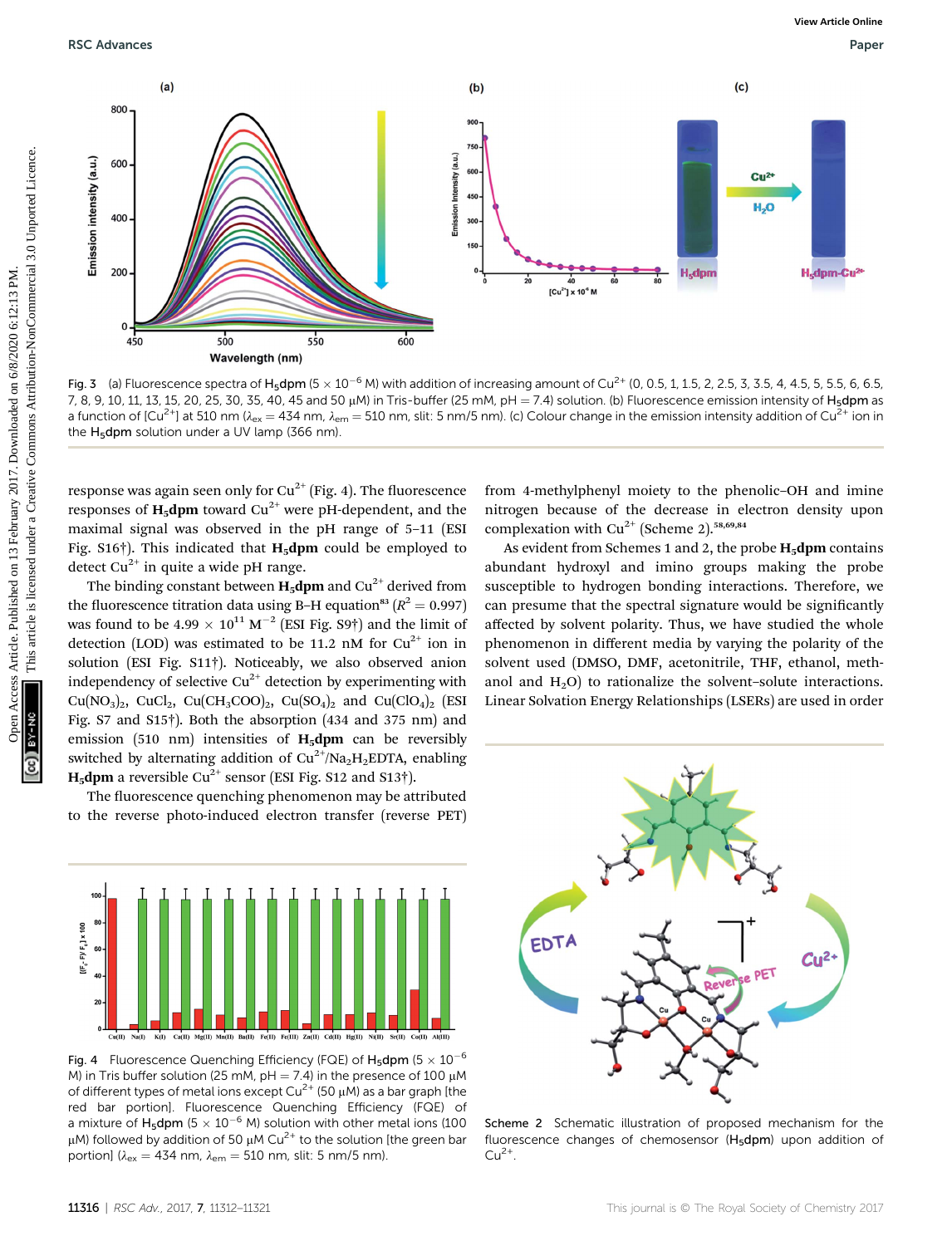Fig. 3 (a) Fluorescence spectra of $H_5$dpm ($5 \times 10^{-6}$ M) with addition of increasing amount of $Cu^{2+}$ (0, 0.5, 1, 1.5, 2, 2.5, 3, 3.5, 4, 4.5, 5, 5.5, 6, 6.5, 7, 8, 9, 10, 11, 13, 15, 20, 25, 30, 35, 40, 45 and 50 μM) in Tris-buffer (25 mM, pH = 7.4) solution. (b) Fluorescence emission intensity of $H_5$dpm as a function of [$Cu^{2+}$] at 510 nm ($\lambda_{ex}$ = 434 nm, $\lambda_{em}$ = 510 nm, slit: 5 nm/5 nm). (c) Colour change in the emission intensity addition of $Cu^{2+}$ ion in the $H_5$dpm solution under a UV lamp (366 nm).

response was again seen only for $Cu^{2+}$ (Fig. 4). The fluorescence responses of **$H_5$dpm** toward $Cu^{2+}$ were pH-dependent, and the maximal signal was observed in the pH range of 5–11 (ESI Fig. S16†). This indicated that **$H_5$dpm** could be employed to detect $Cu^{2+}$ in quite a wide pH range.

The binding constant between **$H_5$dpm** and $Cu^{2+}$ derived from the fluorescence titration data using B–H equation[83] ($R^2$ = 0.997) was found to be $4.99 \times 10^{11}$ $M^{-2}$ (ESI Fig. S9†) and the limit of detection (LOD) was estimated to be 11.2 nM for $Cu^{2+}$ ion in solution (ESI Fig. S11†). Noticeably, we also observed anion independency of selective $Cu^{2+}$ detection by experimenting with $Cu(NO_3)_2$, $CuCl_2$, $Cu(CH_3COO)_2$, $Cu(SO_4)_2$ and $Cu(ClO_4)_2$ (ESI Fig. S7 and S15†). Both the absorption (434 and 375 nm) and emission (510 nm) intensities of **$H_5$dpm** can be reversibly switched by alternating addition of $Cu^{2+}$/$Na_2H_2$EDTA, enabling **$H_5$dpm** a reversible $Cu^{2+}$ sensor (ESI Fig. S12 and S13†).

The fluorescence quenching phenomenon may be attributed to the reverse photo-induced electron transfer (reverse PET) from 4-methylphenyl moiety to the phenolic–OH and imine nitrogen because of the decrease in electron density upon complexation with $Cu^{2+}$ (Scheme 2).[58,69,84]

As evident from Schemes 1 and 2, the probe **$H_5$dpm** contains abundant hydroxyl and imino groups making the probe susceptible to hydrogen bonding interactions. Therefore, we can presume that the spectral signature would be significantly affected by solvent polarity. Thus, we have studied the whole phenomenon in different media by varying the polarity of the solvent used (DMSO, DMF, acetonitrile, THF, ethanol, methanol and $H_2O$) to rationalize the solvent–solute interactions. Linear Solvation Energy Relationships (LSERs) are used in order

Fig. 4 Fluorescence Quenching Efficiency (FQE) of $H_5$dpm ($5 \times 10^{-6}$ M) in Tris buffer solution (25 mM, pH = 7.4) in the presence of 100 μM of different types of metal ions except $Cu^{2+}$ (50 μM) as a bar graph [the red bar portion]. Fluorescence Quenching Efficiency (FQE) of a mixture of $H_5$dpm ($5 \times 10^{-6}$ M) solution with other metal ions (100 μM) followed by addition of 50 μM $Cu^{2+}$ to the solution [the green bar portion] ($\lambda_{ex}$ = 434 nm, $\lambda_{em}$ = 510 nm, slit: 5 nm/5 nm).

Scheme 2 Schematic illustration of proposed mechanism for the fluorescence changes of chemosensor ($H_5$dpm) upon addition of $Cu^{2+}$.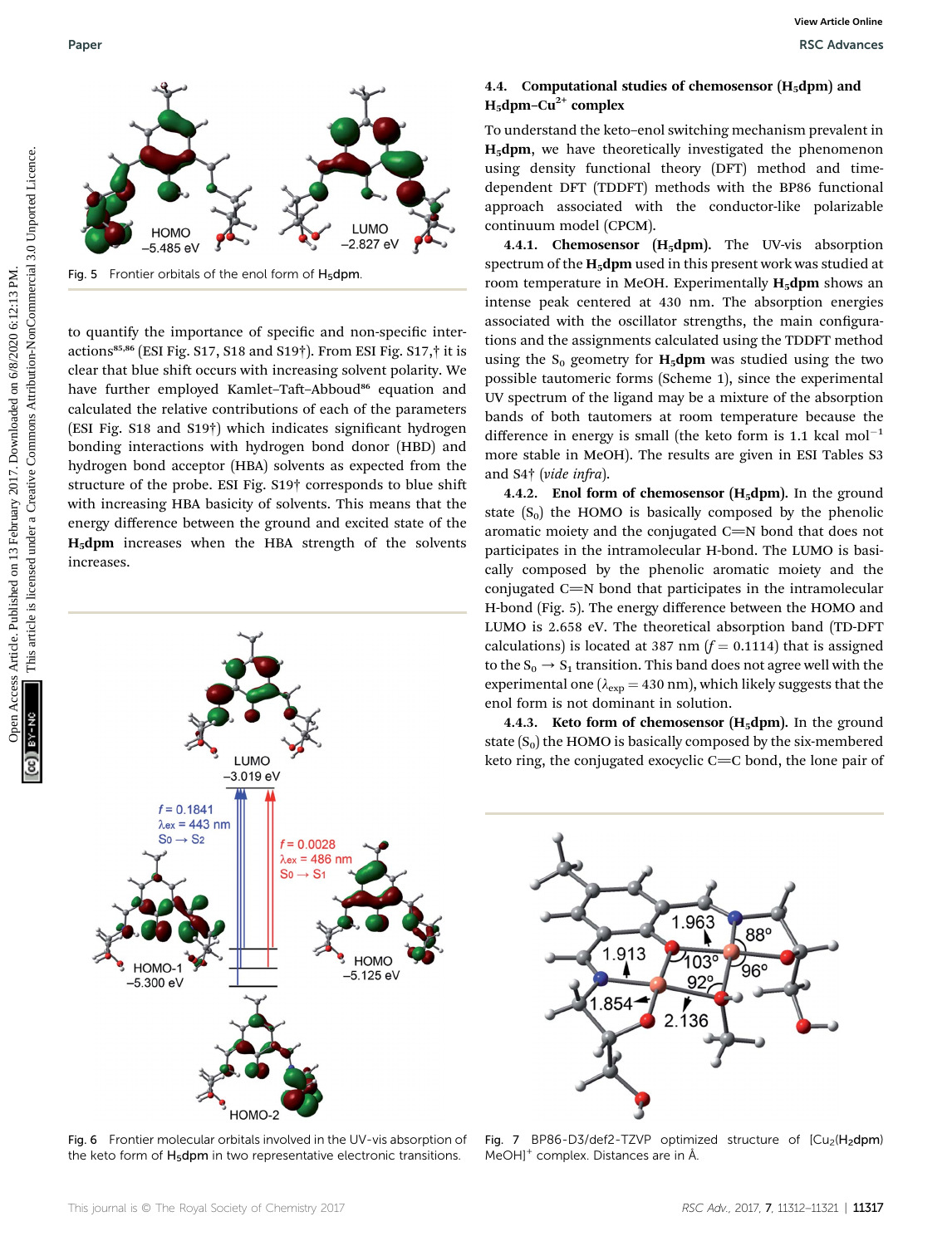to quantify the importance of specific and non-specific interactions[85,86] (ESI Fig. S17, S18 and S19†). From ESI Fig. S17,† it is clear that blue shift occurs with increasing solvent polarity. We have further employed Kamlet–Taft–Abboud[86] equation and calculated the relative contributions of each of the parameters (ESI Fig. S18 and S19†) which indicates significant hydrogen bonding interactions with hydrogen bond donor (HBD) and hydrogen bond acceptor (HBA) solvents as expected from the structure of the probe. ESI Fig. S19† corresponds to blue shift with increasing HBA basicity of solvents. This means that the energy difference between the ground and excited state of the **$H_5$dpm** increases when the HBA strength of the solvents increases.

Fig. 5 Frontier orbitals of the enol form of $H_5$dpm.

Fig. 6 Frontier molecular orbitals involved in the UV-vis absorption of the keto form of $H_5$dpm in two representative electronic transitions.

### 4.4. Computational studies of chemosensor ($H_5$dpm) and $H_5$dpm–$Cu^{2+}$ complex

To understand the keto–enol switching mechanism prevalent in **$H_5$dpm**, we have theoretically investigated the phenomenon using density functional theory (DFT) method and time-dependent DFT (TDDFT) methods with the BP86 functional approach associated with the conductor-like polarizable continuum model (CPCM).

**4.4.1. Chemosensor ($H_5$dpm).** The UV-vis absorption spectrum of the **$H_5$dpm** used in this present work was studied at room temperature in MeOH. Experimentally **$H_5$dpm** shows an intense peak centered at 430 nm. The absorption energies associated with the oscillator strengths, the main configurations and the assignments calculated using the TDDFT method using the $S_0$ geometry for **$H_5$dpm** was studied using the two possible tautomeric forms (Scheme 1), since the experimental UV spectrum of the ligand may be a mixture of the absorption bands of both tautomers at room temperature because the difference in energy is small (the keto form is 1.1 kcal $mol^{-1}$ more stable in MeOH). The results are given in ESI Tables S3 and S4† (*vide infra*).

**4.4.2. Enol form of chemosensor ($H_5$dpm).** In the ground state ($S_0$) the HOMO is basically composed by the phenolic aromatic moiety and the conjugated C=N bond that does not participates in the intramolecular H-bond. The LUMO is basically composed by the phenolic aromatic moiety and the conjugated C=N bond that participates in the intramolecular H-bond (Fig. 5). The energy difference between the HOMO and LUMO is 2.658 eV. The theoretical absorption band (TD-DFT calculations) is located at 387 nm ($f$ = 0.1114) that is assigned to the $S_0 \rightarrow S_1$ transition. This band does not agree well with the experimental one ($\lambda_{exp}$ = 430 nm), which likely suggests that the enol form is not dominant in solution.

**4.4.3. Keto form of chemosensor ($H_5$dpm).** In the ground state ($S_0$) the HOMO is basically composed by the six-membered keto ring, the conjugated exocyclic C=C bond, the lone pair of

Fig. 7 BP86-D3/def2-TZVP optimized structure of $[Cu_2(H_2dpm)MeOH]^+$ complex. Distances are in Å.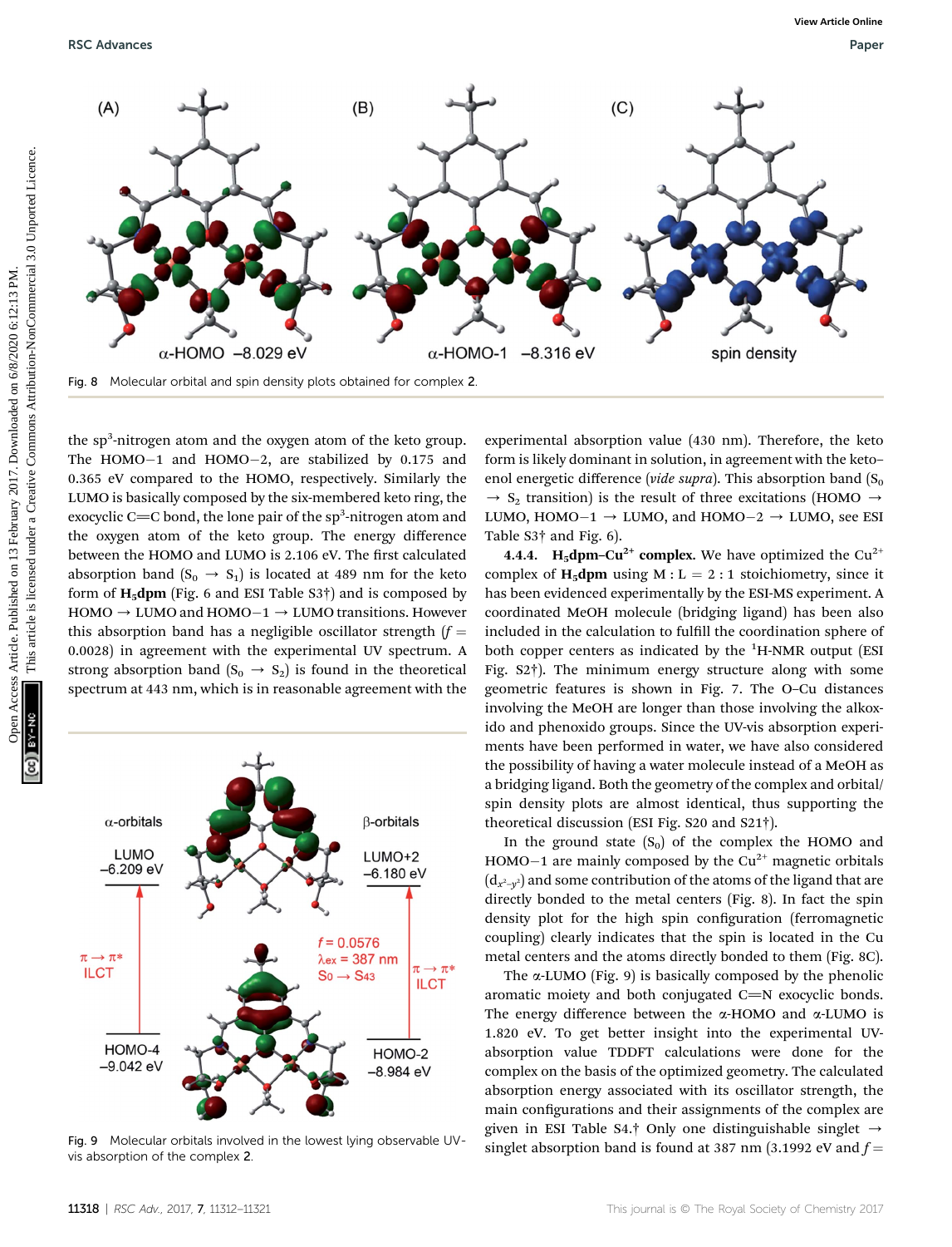Fig. 8 Molecular orbital and spin density plots obtained for complex **2**.

the sp$^3$-nitrogen atom and the oxygen atom of the keto group. The HOMO−1 and HOMO−2, are stabilized by 0.175 and 0.365 eV compared to the HOMO, respectively. Similarly the LUMO is basically composed by the six-membered keto ring, the exocyclic C=C bond, the lone pair of the sp$^3$-nitrogen atom and the oxygen atom of the keto group. The energy difference between the HOMO and LUMO is 2.106 eV. The first calculated absorption band ($S_0 \rightarrow S_1$) is located at 489 nm for the keto form of **H$_5$dpm** (Fig. 6 and ESI Table S3†) and is composed by HOMO → LUMO and HOMO−1 → LUMO transitions. However this absorption band has a negligible oscillator strength ($f$ = 0.0028) in agreement with the experimental UV spectrum. A strong absorption band ($S_0 \rightarrow S_2$) is found in the theoretical spectrum at 443 nm, which is in reasonable agreement with the experimental absorption value (430 nm). Therefore, the keto form is likely dominant in solution, in agreement with the keto–enol energetic difference (*vide supra*). This absorption band ($S_0 \rightarrow S_2$ transition) is the result of three excitations (HOMO → LUMO, HOMO−1 → LUMO, and HOMO−2 → LUMO, see ESI Table S3† and Fig. 6).

#### 4.4.4. H$_5$dpm–Cu$^{2+}$ complex.

We have optimized the $Cu^{2+}$ complex of **H$_5$dpm** using M : L = 2 : 1 stoichiometry, since it has been evidenced experimentally by the ESI-MS experiment. A coordinated MeOH molecule (bridging ligand) has been also included in the calculation to fulfill the coordination sphere of both copper centers as indicated by the $^1$H-NMR output (ESI Fig. S2†). The minimum energy structure along with some geometric features is shown in Fig. 7. The O–Cu distances involving the MeOH are longer than those involving the alkoxido and phenoxido groups. Since the UV-vis absorption experiments have been performed in water, we have also considered the possibility of having a water molecule instead of a MeOH as a bridging ligand. Both the geometry of the complex and orbital/spin density plots are almost identical, thus supporting the theoretical discussion (ESI Fig. S20 and S21†).

In the ground state ($S_0$) of the complex the HOMO and HOMO−1 are mainly composed by the $Cu^{2+}$ magnetic orbitals ($d_{x^2-y^2}$) and some contribution of the atoms of the ligand that are directly bonded to the metal centers (Fig. 8). In fact the spin density plot for the high spin configuration (ferromagnetic coupling) clearly indicates that the spin is located in the Cu metal centers and the atoms directly bonded to them (Fig. 8C).

The α-LUMO (Fig. 9) is basically composed by the phenolic aromatic moiety and both conjugated C=N exocyclic bonds. The energy difference between the α-HOMO and α-LUMO is 1.820 eV. To get better insight into the experimental UV-absorption value TDDFT calculations were done for the complex on the basis of the optimized geometry. The calculated absorption energy associated with its oscillator strength, the main configurations and their assignments of the complex are given in ESI Table S4.† Only one distinguishable singlet → singlet absorption band is found at 387 nm (3.1992 eV and $f$ =

Fig. 9 Molecular orbitals involved in the lowest lying observable UV-vis absorption of the complex **2**.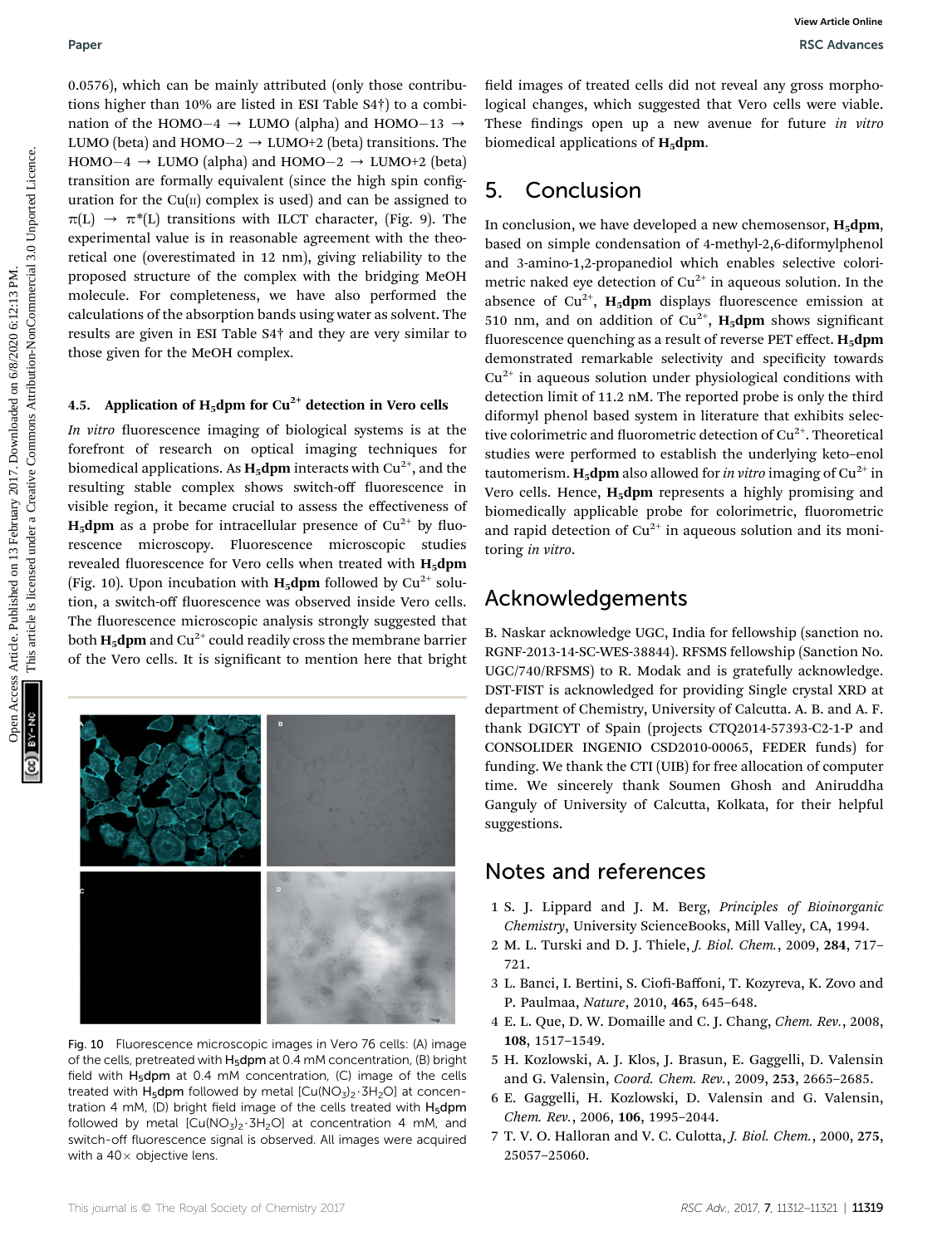0.0576), which can be mainly attributed (only those contributions higher than 10% are listed in ESI Table S4†) to a combination of the HOMO−4 → LUMO (alpha) and HOMO−13 → LUMO (beta) and HOMO−2 → LUMO+2 (beta) transitions. The HOMO−4 → LUMO (alpha) and HOMO−2 → LUMO+2 (beta) transition are formally equivalent (since the high spin configuration for the Cu(II) complex is used) and can be assigned to π(L) → π*(L) transitions with ILCT character, (Fig. 9). The experimental value is in reasonable agreement with the theoretical one (overestimated in 12 nm), giving reliability to the proposed structure of the complex with the bridging MeOH molecule. For completeness, we have also performed the calculations of the absorption bands using water as solvent. The results are given in ESI Table S4† and they are very similar to those given for the MeOH complex.

### 4.5. Application of $H_5$dpm for $Cu^{2+}$ detection in Vero cells

*In vitro* fluorescence imaging of biological systems is at the forefront of research on optical imaging techniques for biomedical applications. As **$H_5$dpm** interacts with $Cu^{2+}$, and the resulting stable complex shows switch-off fluorescence in visible region, it became crucial to assess the effectiveness of **$H_5$dpm** as a probe for intracellular presence of $Cu^{2+}$ by fluorescence microscopy. Fluorescence microscopic studies revealed fluorescence for Vero cells when treated with **$H_5$dpm** (Fig. 10). Upon incubation with **$H_5$dpm** followed by $Cu^{2+}$ solution, a switch-off fluorescence was observed inside Vero cells. The fluorescence microscopic analysis strongly suggested that both **$H_5$dpm** and $Cu^{2+}$ could readily cross the membrane barrier of the Vero cells. It is significant to mention here that bright field images of treated cells did not reveal any gross morphological changes, which suggested that Vero cells were viable. These findings open up a new avenue for future *in vitro* biomedical applications of **$H_5$dpm**.

Fig. 10 Fluorescence microscopic images in Vero 76 cells: (A) image of the cells, pretreated with $H_5$dpm at 0.4 mM concentration, (B) bright field with $H_5$dpm at 0.4 mM concentration, (C) image of the cells treated with $H_5$dpm followed by metal [$Cu(NO_3)_2\cdot 3H_2O$] at concentration 4 mM, (D) bright field image of the cells treated with $H_5$dpm followed by metal [$Cu(NO_3)_2\cdot 3H_2O$] at concentration 4 mM, and switch-off fluorescence signal is observed. All images were acquired with a 40× objective lens.

## 5. Conclusion

In conclusion, we have developed a new chemosensor, **$H_5$dpm**, based on simple condensation of 4-methyl-2,6-diformylphenol and 3-amino-1,2-propanediol which enables selective colorimetric naked eye detection of $Cu^{2+}$ in aqueous solution. In the absence of $Cu^{2+}$, **$H_5$dpm** displays fluorescence emission at 510 nm, and on addition of $Cu^{2+}$, **$H_5$dpm** shows significant fluorescence quenching as a result of reverse PET effect. **$H_5$dpm** demonstrated remarkable selectivity and specificity towards $Cu^{2+}$ in aqueous solution under physiological conditions with detection limit of 11.2 nM. The reported probe is only the third diformyl phenol based system in literature that exhibits selective colorimetric and fluorometric detection of $Cu^{2+}$. Theoretical studies were performed to establish the underlying keto–enol tautomerism. **$H_5$dpm** also allowed for *in vitro* imaging of $Cu^{2+}$ in Vero cells. Hence, **$H_5$dpm** represents a highly promising and biomedically applicable probe for colorimetric, fluorometric and rapid detection of $Cu^{2+}$ in aqueous solution and its monitoring *in vitro*.

## Acknowledgements

B. Naskar acknowledge UGC, India for fellowship (sanction no. RGNF-2013-14-SC-WES-38844). RFSMS fellowship (Sanction No. UGC/740/RFSMS) to R. Modak and is gratefully acknowledge. DST-FIST is acknowledged for providing Single crystal XRD at department of Chemistry, University of Calcutta. A. B. and A. F. thank DGICYT of Spain (projects CTQ2014-57393-C2-1-P and CONSOLIDER INGENIO CSD2010-00065, FEDER funds) for funding. We thank the CTI (UIB) for free allocation of computer time. We sincerely thank Soumen Ghosh and Aniruddha Ganguly of University of Calcutta, Kolkata, for their helpful suggestions.

## Notes and references

1 S. J. Lippard and J. M. Berg, *Principles of Bioinorganic Chemistry*, University ScienceBooks, Mill Valley, CA, 1994.

2 M. L. Turski and D. J. Thiele, *J. Biol. Chem.*, 2009, **284**, 717–721.

3 L. Banci, I. Bertini, S. Ciofi-Baffoni, T. Kozyreva, K. Zovo and P. Paulmaa, *Nature*, 2010, **465**, 645–648.

4 E. L. Que, D. W. Domaille and C. J. Chang, *Chem. Rev.*, 2008, **108**, 1517–1549.

5 H. Kozlowski, A. J. Klos, J. Brasun, E. Gaggelli, D. Valensin and G. Valensin, *Coord. Chem. Rev.*, 2009, **253**, 2665–2685.

6 E. Gaggelli, H. Kozlowski, D. Valensin and G. Valensin, *Chem. Rev.*, 2006, **106**, 1995–2044.

7 T. V. O. Halloran and V. C. Culotta, *J. Biol. Chem.*, 2000, **275**, 25057–25060.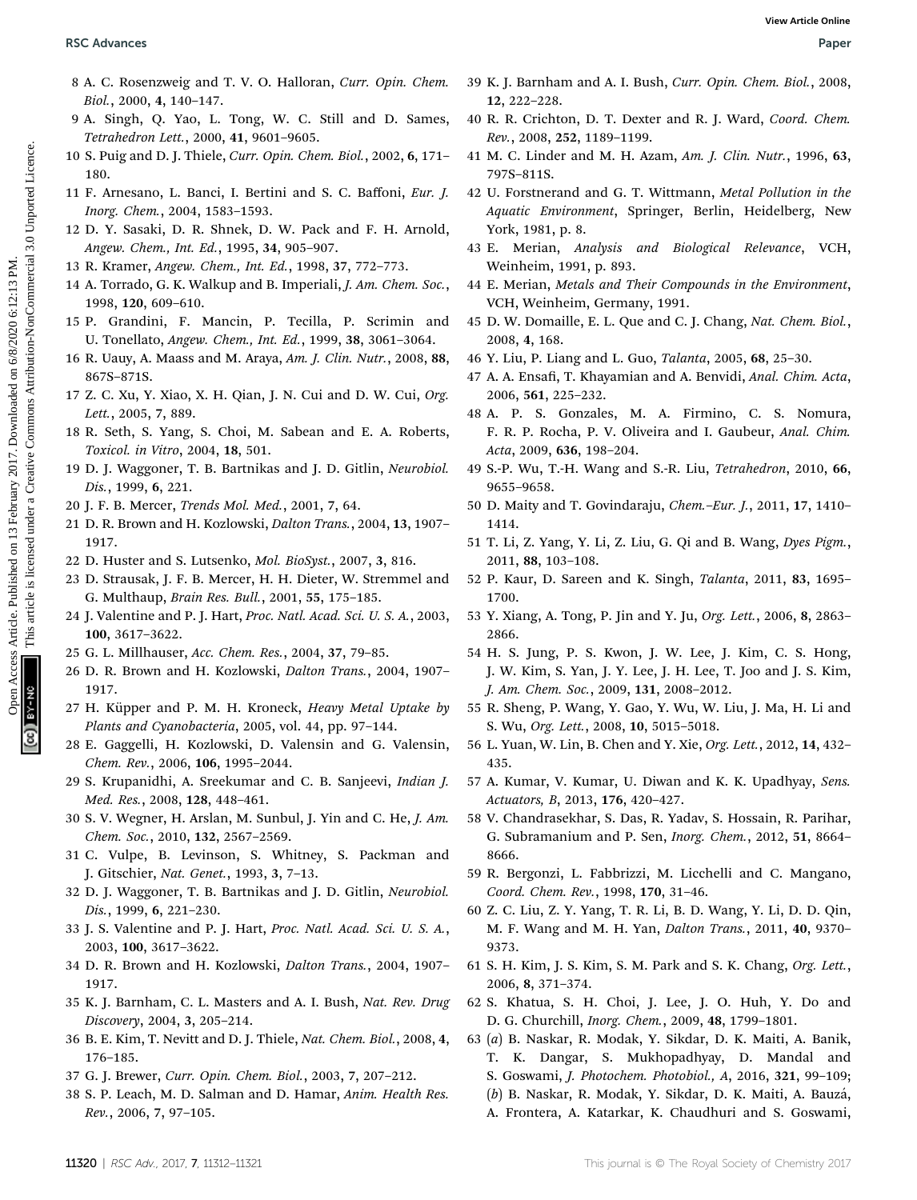8 A. C. Rosenzweig and T. V. O. Halloran, *Curr. Opin. Chem. Biol.*, 2000, **4**, 140–147.

9 A. Singh, Q. Yao, L. Tong, W. C. Still and D. Sames, *Tetrahedron Lett.*, 2000, **41**, 9601–9605.

10 S. Puig and D. J. Thiele, *Curr. Opin. Chem. Biol.*, 2002, **6**, 171–180.

11 F. Arnesano, L. Banci, I. Bertini and S. C. Baffoni, *Eur. J. Inorg. Chem.*, 2004, 1583–1593.

12 D. Y. Sasaki, D. R. Shnek, D. W. Pack and F. H. Arnold, *Angew. Chem., Int. Ed.*, 1995, **34**, 905–907.

13 R. Kramer, *Angew. Chem., Int. Ed.*, 1998, **37**, 772–773.

14 A. Torrado, G. K. Walkup and B. Imperiali, *J. Am. Chem. Soc.*, 1998, **120**, 609–610.

15 P. Grandini, F. Mancin, P. Tecilla, P. Scrimin and U. Tonellato, *Angew. Chem., Int. Ed.*, 1999, **38**, 3061–3064.

16 R. Uauy, A. Maass and M. Araya, *Am. J. Clin. Nutr.*, 2008, **88**, 867S–871S.

17 Z. C. Xu, Y. Xiao, X. H. Qian, J. N. Cui and D. W. Cui, *Org. Lett.*, 2005, **7**, 889.

18 R. Seth, S. Yang, S. Choi, M. Sabean and E. A. Roberts, *Toxicol. in Vitro*, 2004, **18**, 501.

19 D. J. Waggoner, T. B. Bartnikas and J. D. Gitlin, *Neurobiol. Dis.*, 1999, **6**, 221.

20 J. F. B. Mercer, *Trends Mol. Med.*, 2001, **7**, 64.

21 D. R. Brown and H. Kozlowski, *Dalton Trans.*, 2004, **13**, 1907–1917.

22 D. Huster and S. Lutsenko, *Mol. BioSyst.*, 2007, **3**, 816.

23 D. Strausak, J. F. B. Mercer, H. H. Dieter, W. Stremmel and G. Multhaup, *Brain Res. Bull.*, 2001, **55**, 175–185.

24 J. Valentine and P. J. Hart, *Proc. Natl. Acad. Sci. U. S. A.*, 2003, **100**, 3617–3622.

25 G. L. Millhauser, *Acc. Chem. Res.*, 2004, **37**, 79–85.

26 D. R. Brown and H. Kozlowski, *Dalton Trans.*, 2004, 1907–1917.

27 H. Küpper and P. M. H. Kroneck, *Heavy Metal Uptake by Plants and Cyanobacteria*, 2005, vol. 44, pp. 97–144.

28 E. Gaggelli, H. Kozlowski, D. Valensin and G. Valensin, *Chem. Rev.*, 2006, **106**, 1995–2044.

29 S. Krupanidhi, A. Sreekumar and C. B. Sanjeevi, *Indian J. Med. Res.*, 2008, **128**, 448–461.

30 S. V. Wegner, H. Arslan, M. Sunbul, J. Yin and C. He, *J. Am. Chem. Soc.*, 2010, **132**, 2567–2569.

31 C. Vulpe, B. Levinson, S. Whitney, S. Packman and J. Gitschier, *Nat. Genet.*, 1993, **3**, 7–13.

32 D. J. Waggoner, T. B. Bartnikas and J. D. Gitlin, *Neurobiol. Dis.*, 1999, **6**, 221–230.

33 J. S. Valentine and P. J. Hart, *Proc. Natl. Acad. Sci. U. S. A.*, 2003, **100**, 3617–3622.

34 D. R. Brown and H. Kozlowski, *Dalton Trans.*, 2004, 1907–1917.

35 K. J. Barnham, C. L. Masters and A. I. Bush, *Nat. Rev. Drug Discovery*, 2004, **3**, 205–214.

36 B. E. Kim, T. Nevitt and D. J. Thiele, *Nat. Chem. Biol.*, 2008, **4**, 176–185.

37 G. J. Brewer, *Curr. Opin. Chem. Biol.*, 2003, **7**, 207–212.

38 S. P. Leach, M. D. Salman and D. Hamar, *Anim. Health Res. Rev.*, 2006, **7**, 97–105.

39 K. J. Barnham and A. I. Bush, *Curr. Opin. Chem. Biol.*, 2008, **12**, 222–228.

40 R. R. Crichton, D. T. Dexter and R. J. Ward, *Coord. Chem. Rev.*, 2008, **252**, 1189–1199.

41 M. C. Linder and M. H. Azam, *Am. J. Clin. Nutr.*, 1996, **63**, 797S–811S.

42 U. Forstnerand and G. T. Wittmann, *Metal Pollution in the Aquatic Environment*, Springer, Berlin, Heidelberg, New York, 1981, p. 8.

43 E. Merian, *Analysis and Biological Relevance*, VCH, Weinheim, 1991, p. 893.

44 E. Merian, *Metals and Their Compounds in the Environment*, VCH, Weinheim, Germany, 1991.

45 D. W. Domaille, E. L. Que and C. J. Chang, *Nat. Chem. Biol.*, 2008, **4**, 168.

46 Y. Liu, P. Liang and L. Guo, *Talanta*, 2005, **68**, 25–30.

47 A. A. Ensafi, T. Khayamian and A. Benvidi, *Anal. Chim. Acta*, 2006, **561**, 225–232.

48 A. P. S. Gonzales, M. A. Firmino, C. S. Nomura, F. R. P. Rocha, P. V. Oliveira and I. Gaubeur, *Anal. Chim. Acta*, 2009, **636**, 198–204.

49 S.-P. Wu, T.-H. Wang and S.-R. Liu, *Tetrahedron*, 2010, **66**, 9655–9658.

50 D. Maity and T. Govindaraju, *Chem.–Eur. J.*, 2011, **17**, 1410–1414.

51 T. Li, Z. Yang, Y. Li, Z. Liu, G. Qi and B. Wang, *Dyes Pigm.*, 2011, **88**, 103–108.

52 P. Kaur, D. Sareen and K. Singh, *Talanta*, 2011, **83**, 1695–1700.

53 Y. Xiang, A. Tong, P. Jin and Y. Ju, *Org. Lett.*, 2006, **8**, 2863–2866.

54 H. S. Jung, P. S. Kwon, J. W. Lee, J. Kim, C. S. Hong, J. W. Kim, S. Yan, J. Y. Lee, J. H. Lee, T. Joo and J. S. Kim, *J. Am. Chem. Soc.*, 2009, **131**, 2008–2012.

55 R. Sheng, P. Wang, Y. Gao, Y. Wu, W. Liu, J. Ma, H. Li and S. Wu, *Org. Lett.*, 2008, **10**, 5015–5018.

56 L. Yuan, W. Lin, B. Chen and Y. Xie, *Org. Lett.*, 2012, **14**, 432–435.

57 A. Kumar, V. Kumar, U. Diwan and K. K. Upadhyay, *Sens. Actuators, B*, 2013, **176**, 420–427.

58 V. Chandrasekhar, S. Das, R. Yadav, S. Hossain, R. Parihar, G. Subramanium and P. Sen, *Inorg. Chem.*, 2012, **51**, 8664–8666.

59 R. Bergonzi, L. Fabbrizzi, M. Licchelli and C. Mangano, *Coord. Chem. Rev.*, 1998, **170**, 31–46.

60 Z. C. Liu, Z. Y. Yang, T. R. Li, B. D. Wang, Y. Li, D. D. Qin, M. F. Wang and M. H. Yan, *Dalton Trans.*, 2011, **40**, 9370–9373.

61 S. H. Kim, J. S. Kim, S. M. Park and S. K. Chang, *Org. Lett.*, 2006, **8**, 371–374.

62 S. Khatua, S. H. Choi, J. Lee, J. O. Huh, Y. Do and D. G. Churchill, *Inorg. Chem.*, 2009, **48**, 1799–1801.

63 (*a*) B. Naskar, R. Modak, Y. Sikdar, D. K. Maiti, A. Banik, T. K. Dangar, S. Mukhopadhyay, D. Mandal and S. Goswami, *J. Photochem. Photobiol., A*, 2016, **321**, 99–109; (*b*) B. Naskar, R. Modak, Y. Sikdar, D. K. Maiti, A. Bauzá, A. Frontera, A. Katarkar, K. Chaudhuri and S. Goswami,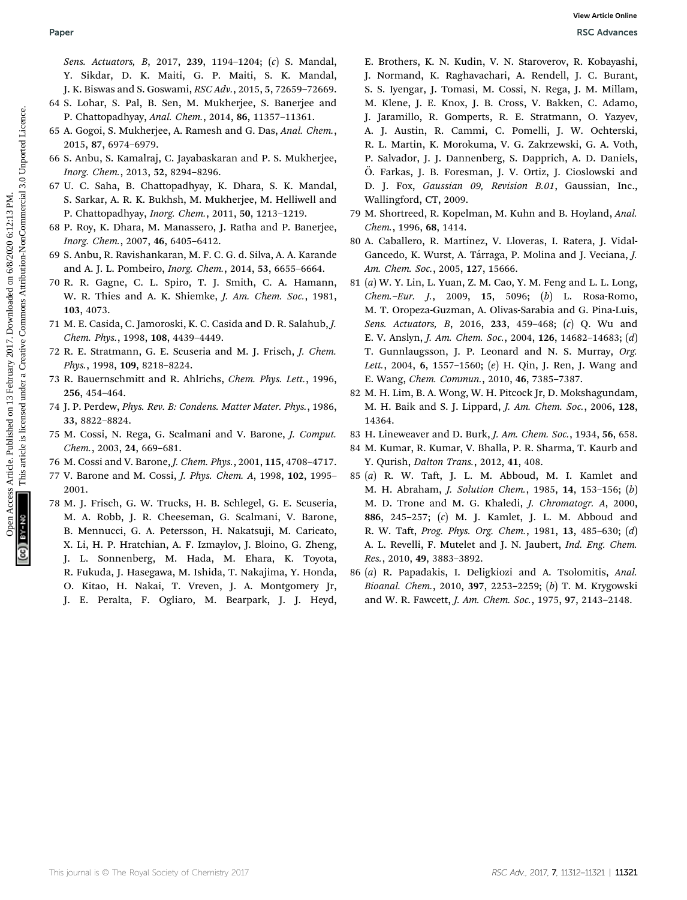*Sens. Actuators, B*, 2017, **239**, 1194–1204; (*c*) S. Mandal, Y. Sikdar, D. K. Maiti, G. P. Maiti, S. K. Mandal, J. K. Biswas and S. Goswami, *RSC Adv.*, 2015, **5**, 72659–72669.

64 S. Lohar, S. Pal, B. Sen, M. Mukherjee, S. Banerjee and P. Chattopadhyay, *Anal. Chem.*, 2014, **86**, 11357–11361.

65 A. Gogoi, S. Mukherjee, A. Ramesh and G. Das, *Anal. Chem.*, 2015, **87**, 6974–6979.

66 S. Anbu, S. Kamalraj, C. Jayabaskaran and P. S. Mukherjee, *Inorg. Chem.*, 2013, **52**, 8294–8296.

67 U. C. Saha, B. Chattopadhyay, K. Dhara, S. K. Mandal, S. Sarkar, A. R. K. Bukhsh, M. Mukherjee, M. Helliwell and P. Chattopadhyay, *Inorg. Chem.*, 2011, **50**, 1213–1219.

68 P. Roy, K. Dhara, M. Manassero, J. Ratha and P. Banerjee, *Inorg. Chem.*, 2007, **46**, 6405–6412.

69 S. Anbu, R. Ravishankaran, M. F. C. G. d. Silva, A. A. Karande and A. J. L. Pombeiro, *Inorg. Chem.*, 2014, **53**, 6655–6664.

70 R. R. Gagne, C. L. Spiro, T. J. Smith, C. A. Hamann, W. R. Thies and A. K. Shiemke, *J. Am. Chem. Soc.*, 1981, **103**, 4073.

71 M. E. Casida, C. Jamoroski, K. C. Casida and D. R. Salahub, *J. Chem. Phys.*, 1998, **108**, 4439–4449.

72 R. E. Stratmann, G. E. Scuseria and M. J. Frisch, *J. Chem. Phys.*, 1998, **109**, 8218–8224.

73 R. Bauernschmitt and R. Ahlrichs, *Chem. Phys. Lett.*, 1996, **256**, 454–464.

74 J. P. Perdew, *Phys. Rev. B: Condens. Matter Mater. Phys.*, 1986, **33**, 8822–8824.

75 M. Cossi, N. Rega, G. Scalmani and V. Barone, *J. Comput. Chem.*, 2003, **24**, 669–681.

76 M. Cossi and V. Barone, *J. Chem. Phys.*, 2001, **115**, 4708–4717.

77 V. Barone and M. Cossi, *J. Phys. Chem. A*, 1998, **102**, 1995–2001.

78 M. J. Frisch, G. W. Trucks, H. B. Schlegel, G. E. Scuseria, M. A. Robb, J. R. Cheeseman, G. Scalmani, V. Barone, B. Mennucci, G. A. Petersson, H. Nakatsuji, M. Caricato, X. Li, H. P. Hratchian, A. F. Izmaylov, J. Bloino, G. Zheng, J. L. Sonnenberg, M. Hada, M. Ehara, K. Toyota, R. Fukuda, J. Hasegawa, M. Ishida, T. Nakajima, Y. Honda, O. Kitao, H. Nakai, T. Vreven, J. A. Montgomery Jr, J. E. Peralta, F. Ogliaro, M. Bearpark, J. J. Heyd, E. Brothers, K. N. Kudin, V. N. Staroverov, R. Kobayashi, J. Normand, K. Raghavachari, A. Rendell, J. C. Burant, S. S. Iyengar, J. Tomasi, M. Cossi, N. Rega, J. M. Millam, M. Klene, J. E. Knox, J. B. Cross, V. Bakken, C. Adamo, J. Jaramillo, R. Gomperts, R. E. Stratmann, O. Yazyev, A. J. Austin, R. Cammi, C. Pomelli, J. W. Ochterski, R. L. Martin, K. Morokuma, V. G. Zakrzewski, G. A. Voth, P. Salvador, J. J. Dannenberg, S. Dapprich, A. D. Daniels, Ö. Farkas, J. B. Foresman, J. V. Ortiz, J. Cioslowski and D. J. Fox, *Gaussian 09, Revision B.01*, Gaussian, Inc., Wallingford, CT, 2009.

79 M. Shortreed, R. Kopelman, M. Kuhn and B. Hoyland, *Anal. Chem.*, 1996, **68**, 1414.

80 A. Caballero, R. Martínez, V. Lloveras, I. Ratera, J. Vidal-Gancedo, K. Wurst, A. Tárraga, P. Molina and J. Veciana, *J. Am. Chem. Soc.*, 2005, **127**, 15666.

81 (*a*) W. Y. Lin, L. Yuan, Z. M. Cao, Y. M. Feng and L. L. Long, *Chem.–Eur. J.*, 2009, **15**, 5096; (*b*) L. Rosa-Romo, M. T. Oropeza-Guzman, A. Olivas-Sarabia and G. Pina-Luis, *Sens. Actuators, B*, 2016, **233**, 459–468; (*c*) Q. Wu and E. V. Anslyn, *J. Am. Chem. Soc.*, 2004, **126**, 14682–14683; (*d*) T. Gunnlaugsson, J. P. Leonard and N. S. Murray, *Org. Lett.*, 2004, **6**, 1557–1560; (*e*) H. Qin, J. Ren, J. Wang and E. Wang, *Chem. Commun.*, 2010, **46**, 7385–7387.

82 M. H. Lim, B. A. Wong, W. H. Pitcock Jr, D. Mokshagundam, M. H. Baik and S. J. Lippard, *J. Am. Chem. Soc.*, 2006, **128**, 14364.

83 H. Lineweaver and D. Burk, *J. Am. Chem. Soc.*, 1934, **56**, 658.

84 M. Kumar, R. Kumar, V. Bhalla, P. R. Sharma, T. Kaurb and Y. Qurish, *Dalton Trans.*, 2012, **41**, 408.

85 (*a*) R. W. Taft, J. L. M. Abboud, M. I. Kamlet and M. H. Abraham, *J. Solution Chem.*, 1985, **14**, 153–156; (*b*) M. D. Trone and M. G. Khaledi, *J. Chromatogr. A*, 2000, **886**, 245–257; (*c*) M. J. Kamlet, J. L. M. Abboud and R. W. Taft, *Prog. Phys. Org. Chem.*, 1981, **13**, 485–630; (*d*) A. L. Revelli, F. Mutelet and J. N. Jaubert, *Ind. Eng. Chem. Res.*, 2010, **49**, 3883–3892.

86 (*a*) R. Papadakis, I. Deligkiozi and A. Tsolomitis, *Anal. Bioanal. Chem.*, 2010, **397**, 2253–2259; (*b*) T. M. Krygowski and W. R. Fawcett, *J. Am. Chem. Soc.*, 1975, **97**, 2143–2148.